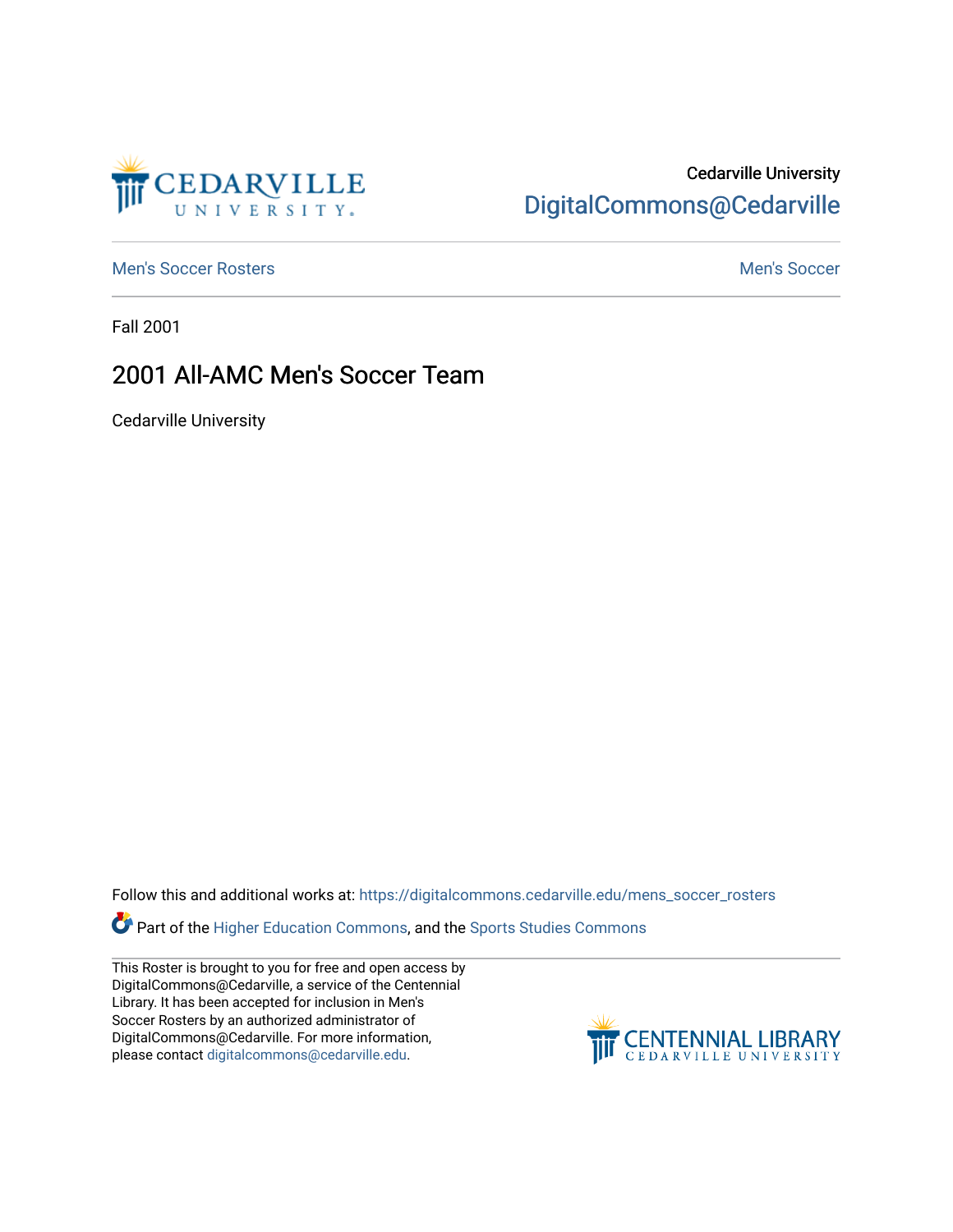Cedarville University
DigitalCommons@Cedarville

Men's Soccer Rosters

Men's Soccer

Fall 2001

# 2001 All-AMC Men's Soccer Team

Cedarville University

Follow this and additional works at: https://digitalcommons.cedarville.edu/mens_soccer_rosters

Part of the Higher Education Commons, and the Sports Studies Commons

This Roster is brought to you for free and open access by DigitalCommons@Cedarville, a service of the Centennial Library. It has been accepted for inclusion in Men's Soccer Rosters by an authorized administrator of DigitalCommons@Cedarville. For more information, please contact digitalcommons@cedarville.edu.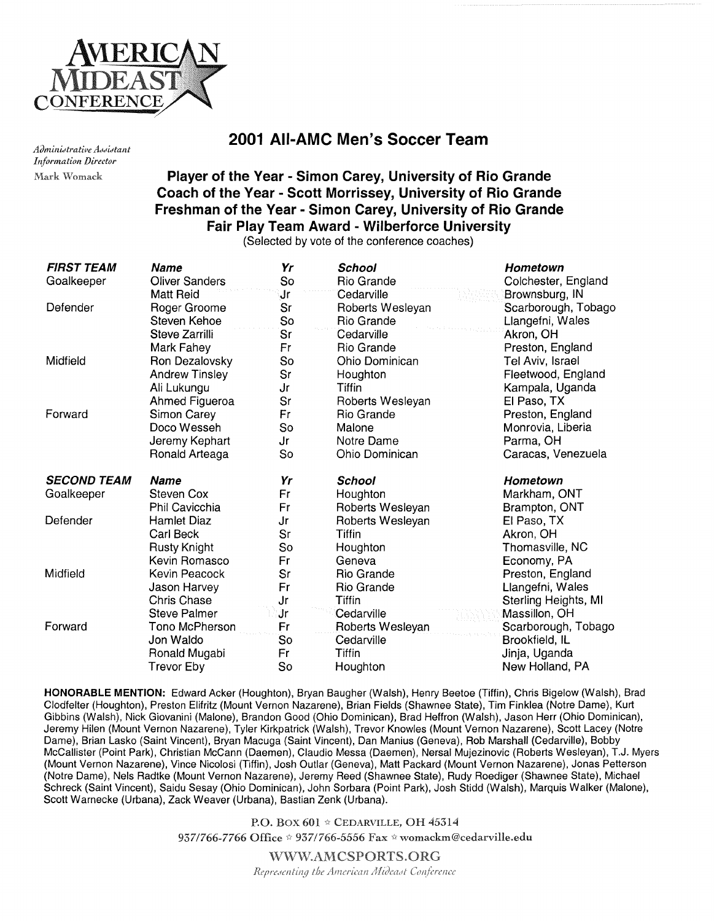AMERICAN MIDEAST CONFERENCE

*Administrative Assistant*
*Information Director*
Mark Womack

# 2001 All-AMC Men's Soccer Team

**Player of the Year - Simon Carey, University of Rio Grande**
**Coach of the Year - Scott Morrissey, University of Rio Grande**
**Freshman of the Year - Simon Carey, University of Rio Grande**
**Fair Play Team Award - Wilberforce University**
(Selected by vote of the conference coaches)

| ***FIRST TEAM*** | ***Name*** | ***Yr*** | ***School*** | ***Hometown*** |
|---|---|---|---|---|
| Goalkeeper | Oliver Sanders | So | Rio Grande | Colchester, England |
| | Matt Reid | Jr | Cedarville | Brownsburg, IN |
| Defender | Roger Groome | Sr | Roberts Wesleyan | Scarborough, Tobago |
| | Steven Kehoe | So | Rio Grande | Llangefni, Wales |
| | Steve Zarrilli | Sr | Cedarville | Akron, OH |
| | Mark Fahey | Fr | Rio Grande | Preston, England |
| Midfield | Ron Dezalovsky | So | Ohio Dominican | Tel Aviv, Israel |
| | Andrew Tinsley | Sr | Houghton | Fleetwood, England |
| | Ali Lukungu | Jr | Tiffin | Kampala, Uganda |
| | Ahmed Figueroa | Sr | Roberts Wesleyan | El Paso, TX |
| Forward | Simon Carey | Fr | Rio Grande | Preston, England |
| | Doco Wesseh | So | Malone | Monrovia, Liberia |
| | Jeremy Kephart | Jr | Notre Dame | Parma, OH |
| | Ronald Arteaga | So | Ohio Dominican | Caracas, Venezuela |

| ***SECOND TEAM*** | ***Name*** | ***Yr*** | ***School*** | ***Hometown*** |
|---|---|---|---|---|
| Goalkeeper | Steven Cox | Fr | Houghton | Markham, ONT |
| | Phil Cavicchia | Fr | Roberts Wesleyan | Brampton, ONT |
| Defender | Hamlet Diaz | Jr | Roberts Wesleyan | El Paso, TX |
| | Carl Beck | Sr | Tiffin | Akron, OH |
| | Rusty Knight | So | Houghton | Thomasville, NC |
| | Kevin Romasco | Fr | Geneva | Economy, PA |
| Midfield | Kevin Peacock | Sr | Rio Grande | Preston, England |
| | Jason Harvey | Fr | Rio Grande | Llangefni, Wales |
| | Chris Chase | Jr | Tiffin | Sterling Heights, MI |
| | Steve Palmer | Jr | Cedarville | Massillon, OH |
| Forward | Tono McPherson | Fr | Roberts Wesleyan | Scarborough, Tobago |
| | Jon Waldo | So | Cedarville | Brookfield, IL |
| | Ronald Mugabi | Fr | Tiffin | Jinja, Uganda |
| | Trevor Eby | So | Houghton | New Holland, PA |

**HONORABLE MENTION:** Edward Acker (Houghton), Bryan Baugher (Walsh), Henry Beetoe (Tiffin), Chris Bigelow (Walsh), Brad Clodfelter (Houghton), Preston Elifritz (Mount Vernon Nazarene), Brian Fields (Shawnee State), Tim Finklea (Notre Dame), Kurt Gibbins (Walsh), Nick Giovanini (Malone), Brandon Good (Ohio Dominican), Brad Heffron (Walsh), Jason Herr (Ohio Dominican), Jeremy Hilen (Mount Vernon Nazarene), Tyler Kirkpatrick (Walsh), Trevor Knowles (Mount Vernon Nazarene), Scott Lacey (Notre Dame), Brian Lasko (Saint Vincent), Bryan Macuga (Saint Vincent), Dan Manius (Geneva), Rob Marshall (Cedarville), Bobby McCallister (Point Park), Christian McCann (Daemen), Claudio Messa (Daemen), Nersal Mujezinovic (Roberts Wesleyan), T.J. Myers (Mount Vernon Nazarene), Vince Nicolosi (Tiffin), Josh Outlar (Geneva), Matt Packard (Mount Vernon Nazarene), Jonas Petterson (Notre Dame), Nels Radtke (Mount Vernon Nazarene), Jeremy Reed (Shawnee State), Rudy Roediger (Shawnee State), Michael Schreck (Saint Vincent), Saidu Sesay (Ohio Dominican), John Sorbara (Point Park), Josh Stidd (Walsh), Marquis Walker (Malone), Scott Warnecke (Urbana), Zack Weaver (Urbana), Bastian Zenk (Urbana).

P.O. Box 601 ☆ Cedarville, OH 45314
937/766-7766 Office ☆ 937/766-5556 Fax ☆ womackm@cedarville.edu

WWW.AMCSPORTS.ORG
*Representing the American Mideast Conference*